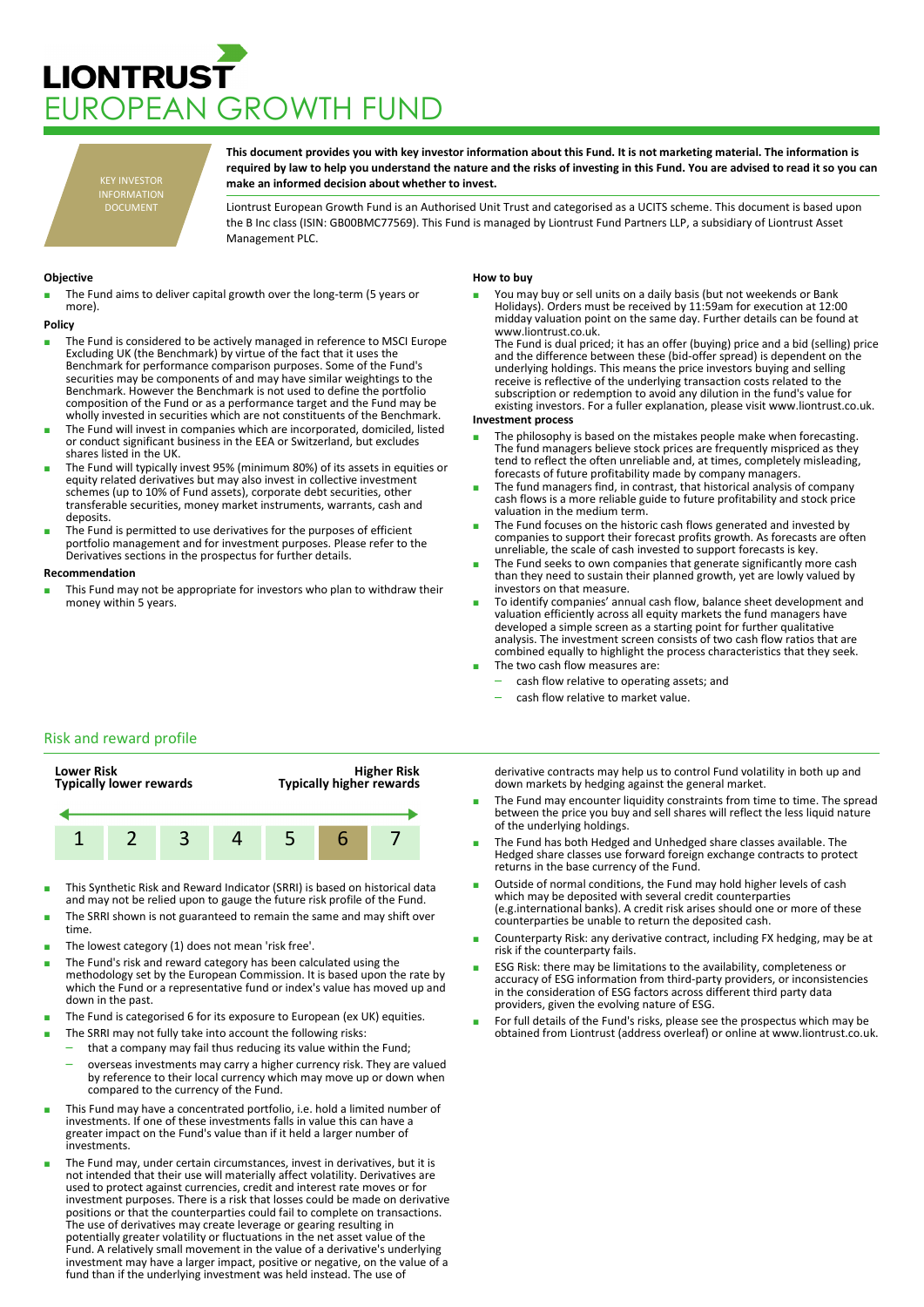# LIONTRUST EUROPEAN GROWTH FUND

KEY INVESTOR INFORMATION DOCUMENT

**This document provides you with key investor information about this Fund. It is not marketing material. The information is required by law to help you understand the nature and the risks of investing in this Fund. You are advised to read it so you can make an informed decision about whether to invest.**

Liontrust European Growth Fund is an Authorised Unit Trust and categorised as a UCITS scheme. This document is based upon the B Inc class (ISIN: GB00BMC77569). This Fund is managed by Liontrust Fund Partners LLP, a subsidiary of Liontrust Asset Management PLC.

### Objective

- The Fund aims to deliver capital growth over the long-term (5 years or more).

### Policy

- The Fund is considered to be actively managed in reference to MSCI Europe Excluding UK (the Benchmark) by virtue of the fact that it uses the Benchmark for performance comparison purposes. Some of the Fund's securities may be components of and may have similar weightings to the Benchmark. However the Benchmark is not used to define the portfolio composition of the Fund or as a performance target and the Fund may be wholly invested in securities which are not constituents of the Benchmark.
- The Fund will invest in companies which are incorporated, domiciled, listed or conduct significant business in the EEA or Switzerland, but excludes shares listed in the UK.
- The Fund will typically invest 95% (minimum 80%) of its assets in equities or equity related derivatives but may also invest in collective investment schemes (up to 10% of Fund assets), corporate debt securities, other transferable securities, money market instruments, warrants, cash and deposits.
- The Fund is permitted to use derivatives for the purposes of efficient portfolio management and for investment purposes. Please refer to the Derivatives sections in the prospectus for further details.

### Recommendation

- This Fund may not be appropriate for investors who plan to withdraw their money within 5 years.

### How to buy

- You may buy or sell units on a daily basis (but not weekends or Bank Holidays). Orders must be received by 11:59am for execution at 12:00 midday valuation point on the same day. Further details can be found at www.liontrust.co.uk.
  The Fund is dual priced; it has an offer (buying) price and a bid (selling) price and the difference between these (bid-offer spread) is dependent on the underlying holdings. This means the price investors buying and selling receive is reflective of the underlying transaction costs related to the subscription or redemption to avoid any dilution in the fund's value for existing investors. For a fuller explanation, please visit www.liontrust.co.uk.

### Investment process

- The philosophy is based on the mistakes people make when forecasting. The fund managers believe stock prices are frequently mispriced as they tend to reflect the often unreliable and, at times, completely misleading, forecasts of future profitability made by company managers.
- The fund managers find, in contrast, that historical analysis of company cash flows is a more reliable guide to future profitability and stock price valuation in the medium term.
- The Fund focuses on the historic cash flows generated and invested by companies to support their forecast profits growth. As forecasts are often unreliable, the scale of cash invested to support forecasts is key.
- The Fund seeks to own companies that generate significantly more cash than they need to sustain their planned growth, yet are lowly valued by investors on that measure.
- To identify companies' annual cash flow, balance sheet development and valuation efficiently across all equity markets the fund managers have developed a simple screen as a starting point for further qualitative analysis. The investment screen consists of two cash flow ratios that are combined equally to highlight the process characteristics that they seek.
- The two cash flow measures are:
  - cash flow relative to operating assets; and
  - cash flow relative to market value.

## Risk and reward profile

| Lower Risk<br>Typically lower rewards | | | | | | Higher Risk<br>Typically higher rewards |
|---|---|---|---|---|---|---|
| 1 | 2 | 3 | 4 | 5 | **6** | 7 |

- This Synthetic Risk and Reward Indicator (SRRI) is based on historical data and may not be relied upon to gauge the future risk profile of the Fund.
- The SRRI shown is not guaranteed to remain the same and may shift over time.
- The lowest category (1) does not mean 'risk free'.
- The Fund's risk and reward category has been calculated using the methodology set by the European Commission. It is based upon the rate by which the Fund or a representative fund or index's value has moved up and down in the past.
- The Fund is categorised 6 for its exposure to European (ex UK) equities.
- The SRRI may not fully take into account the following risks:
  - that a company may fail thus reducing its value within the Fund;
  - overseas investments may carry a higher currency risk. They are valued by reference to their local currency which may move up or down when compared to the currency of the Fund.
- This Fund may have a concentrated portfolio, i.e. hold a limited number of investments. If one of these investments falls in value this can have a greater impact on the Fund's value than if it held a larger number of investments.
- The Fund may, under certain circumstances, invest in derivatives, but it is not intended that their use will materially affect volatility. Derivatives are used to protect against currencies, credit and interest rate moves or for investment purposes. There is a risk that losses could be made on derivative positions or that the counterparties could fail to complete on transactions. The use of derivatives may create leverage or gearing resulting in potentially greater volatility or fluctuations in the net asset value of the Fund. A relatively small movement in the value of a derivative's underlying investment may have a larger impact, positive or negative, on the value of a fund than if the underlying investment was held instead. The use of derivative contracts may help us to control Fund volatility in both up and down markets by hedging against the general market.
- The Fund may encounter liquidity constraints from time to time. The spread between the price you buy and sell shares will reflect the less liquid nature of the underlying holdings.
- The Fund has both Hedged and Unhedged share classes available. The Hedged share classes use forward foreign exchange contracts to protect returns in the base currency of the Fund.
- Outside of normal conditions, the Fund may hold higher levels of cash which may be deposited with several credit counterparties (e.g.international banks). A credit risk arises should one or more of these counterparties be unable to return the deposited cash.
- Counterparty Risk: any derivative contract, including FX hedging, may be at risk if the counterparty fails.
- ESG Risk: there may be limitations to the availability, completeness or accuracy of ESG information from third-party providers, or inconsistencies in the consideration of ESG factors across different third party data providers, given the evolving nature of ESG.
- For full details of the Fund's risks, please see the prospectus which may be obtained from Liontrust (address overleaf) or online at www.liontrust.co.uk.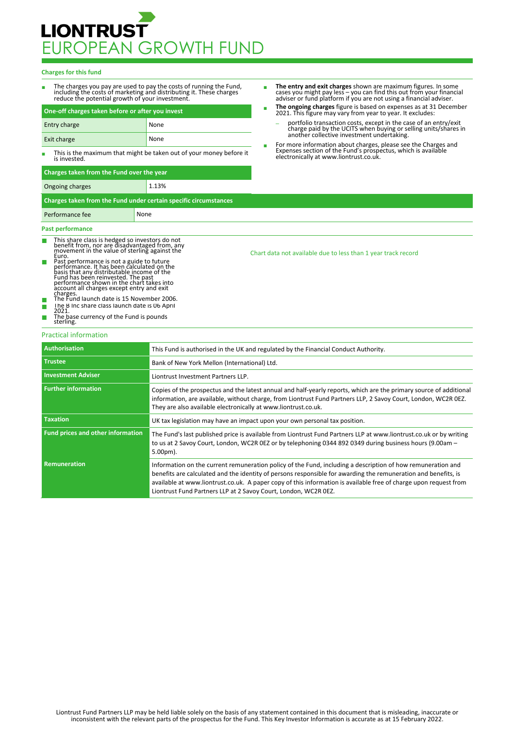# LIONTRUST
# EUROPEAN GROWTH FUND

## Charges for this fund

- The charges you pay are used to pay the costs of running the Fund, including the costs of marketing and distributing it. These charges reduce the potential growth of your investment.

| One-off charges taken before or after you invest | |
|---|---|
| Entry charge | None |
| Exit charge | None |

- This is the maximum that might be taken out of your money before it is invested.

| Charges taken from the Fund over the year | |
|---|---|
| Ongoing charges | 1.13% |

| Charges taken from the Fund under certain specific circumstances | |
|---|---|
| Performance fee | None |

- **The entry and exit charges** shown are maximum figures. In some cases you might pay less – you can find this out from your financial adviser or fund platform if you are not using a financial adviser.
- **The ongoing charges** figure is based on expenses as at 31 December 2021. This figure may vary from year to year. It excludes:
  - portfolio transaction costs, except in the case of an entry/exit charge paid by the UCITS when buying or selling units/shares in another collective investment undertaking.
- For more information about charges, please see the Charges and Expenses section of the Fund's prospectus, which is available electronically at www.liontrust.co.uk.

## Past performance

- This share class is hedged so investors do not benefit from, nor are disadvantaged from, any movement in the value of sterling against the Euro.
- Past performance is not a guide to future performance. It has been calculated on the basis that any distributable income of the Fund has been reinvested. The past performance shown in the chart takes into account all charges except entry and exit charges.
- The Fund launch date is 15 November 2006.
- The B Inc share class launch date is 06 April 2021.
- The base currency of the Fund is pounds sterling.

Chart data not available due to less than 1 year track record

## Practical information

| | |
|---|---|
| **Authorisation** | This Fund is authorised in the UK and regulated by the Financial Conduct Authority. |
| **Trustee** | Bank of New York Mellon (International) Ltd. |
| **Investment Adviser** | Liontrust Investment Partners LLP. |
| **Further information** | Copies of the prospectus and the latest annual and half-yearly reports, which are the primary source of additional information, are available, without charge, from Liontrust Fund Partners LLP, 2 Savoy Court, London, WC2R 0EZ. They are also available electronically at www.liontrust.co.uk. |
| **Taxation** | UK tax legislation may have an impact upon your own personal tax position. |
| **Fund prices and other information** | The Fund's last published price is available from Liontrust Fund Partners LLP at www.liontrust.co.uk or by writing to us at 2 Savoy Court, London, WC2R 0EZ or by telephoning 0344 892 0349 during business hours (9.00am – 5.00pm). |
| **Remuneration** | Information on the current remuneration policy of the Fund, including a description of how remuneration and benefits are calculated and the identity of persons responsible for awarding the remuneration and benefits, is available at www.liontrust.co.uk. A paper copy of this information is available free of charge upon request from Liontrust Fund Partners LLP at 2 Savoy Court, London, WC2R 0EZ. |

Liontrust Fund Partners LLP may be held liable solely on the basis of any statement contained in this document that is misleading, inaccurate or inconsistent with the relevant parts of the prospectus for the Fund. This Key Investor Information is accurate as at 15 February 2022.